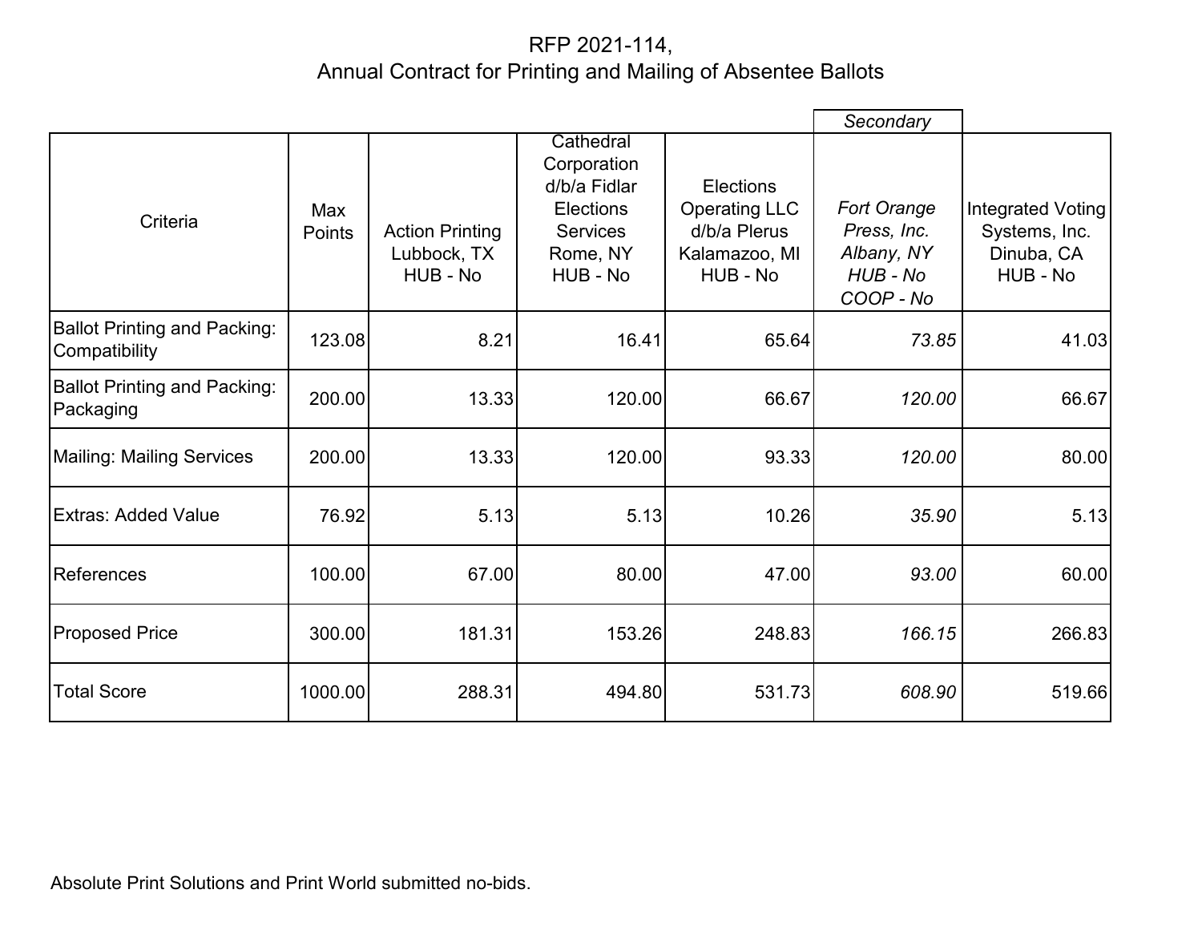# RFP 2021-114, Annual Contract for Printing and Mailing of Absentee Ballots

| | | | | | Secondary | |
|---|---|---|---|---|---|---|
| Criteria | Max Points | Action Printing Lubbock, TX HUB - No | Cathedral Corporation d/b/a Fidlar Elections Services Rome, NY HUB - No | Elections Operating LLC d/b/a Plerus Kalamazoo, MI HUB - No | *Fort Orange Press, Inc. Albany, NY HUB - No COOP - No* | Integrated Voting Systems, Inc. Dinuba, CA HUB - No |
| Ballot Printing and Packing: Compatibility | 123.08 | 8.21 | 16.41 | 65.64 | *73.85* | 41.03 |
| Ballot Printing and Packing: Packaging | 200.00 | 13.33 | 120.00 | 66.67 | *120.00* | 66.67 |
| Mailing: Mailing Services | 200.00 | 13.33 | 120.00 | 93.33 | *120.00* | 80.00 |
| Extras: Added Value | 76.92 | 5.13 | 5.13 | 10.26 | *35.90* | 5.13 |
| References | 100.00 | 67.00 | 80.00 | 47.00 | *93.00* | 60.00 |
| Proposed Price | 300.00 | 181.31 | 153.26 | 248.83 | *166.15* | 266.83 |
| Total Score | 1000.00 | 288.31 | 494.80 | 531.73 | *608.90* | 519.66 |

Absolute Print Solutions and Print World submitted no-bids.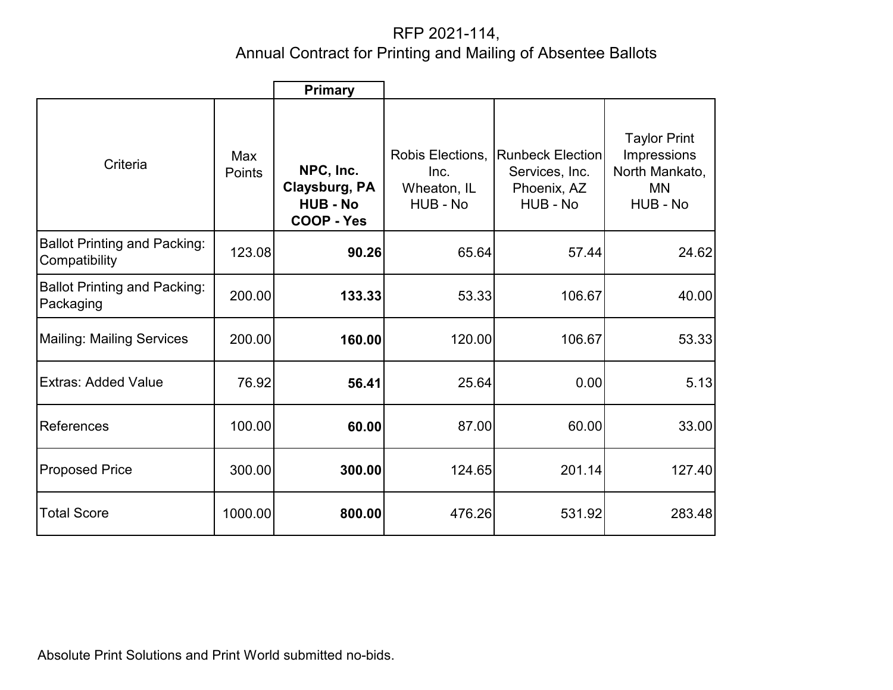# RFP 2021-114, Annual Contract for Printing and Mailing of Absentee Ballots

| Criteria | Max Points | **Primary** **NPC, Inc. Claysburg, PA HUB - No COOP - Yes** | Robis Elections, Inc. Wheaton, IL HUB - No | Runbeck Election Services, Inc. Phoenix, AZ HUB - No | Taylor Print Impressions North Mankato, MN HUB - No |
|---|---|---|---|---|---|
| Ballot Printing and Packing: Compatibility | 123.08 | **90.26** | 65.64 | 57.44 | 24.62 |
| Ballot Printing and Packing: Packaging | 200.00 | **133.33** | 53.33 | 106.67 | 40.00 |
| Mailing: Mailing Services | 200.00 | **160.00** | 120.00 | 106.67 | 53.33 |
| Extras: Added Value | 76.92 | **56.41** | 25.64 | 0.00 | 5.13 |
| References | 100.00 | **60.00** | 87.00 | 60.00 | 33.00 |
| Proposed Price | 300.00 | **300.00** | 124.65 | 201.14 | 127.40 |
| Total Score | 1000.00 | **800.00** | 476.26 | 531.92 | 283.48 |

Absolute Print Solutions and Print World submitted no-bids.